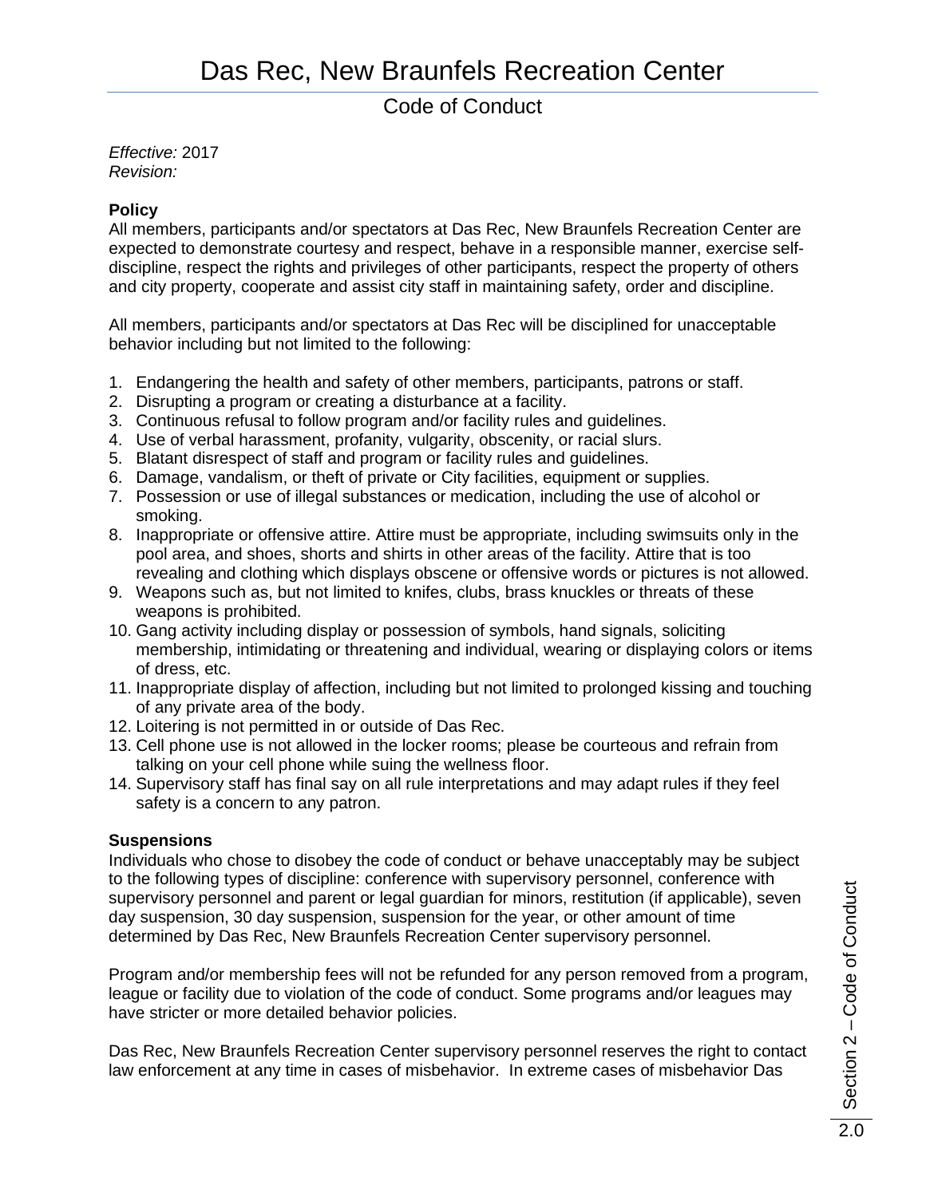# Das Rec, New Braunfels Recreation Center

## Code of Conduct

*Effective:* 2017
*Revision:*

**Policy**

All members, participants and/or spectators at Das Rec, New Braunfels Recreation Center are expected to demonstrate courtesy and respect, behave in a responsible manner, exercise self-discipline, respect the rights and privileges of other participants, respect the property of others and city property, cooperate and assist city staff in maintaining safety, order and discipline.

All members, participants and/or spectators at Das Rec will be disciplined for unacceptable behavior including but not limited to the following:

1. Endangering the health and safety of other members, participants, patrons or staff.
2. Disrupting a program or creating a disturbance at a facility.
3. Continuous refusal to follow program and/or facility rules and guidelines.
4. Use of verbal harassment, profanity, vulgarity, obscenity, or racial slurs.
5. Blatant disrespect of staff and program or facility rules and guidelines.
6. Damage, vandalism, or theft of private or City facilities, equipment or supplies.
7. Possession or use of illegal substances or medication, including the use of alcohol or smoking.
8. Inappropriate or offensive attire. Attire must be appropriate, including swimsuits only in the pool area, and shoes, shorts and shirts in other areas of the facility. Attire that is too revealing and clothing which displays obscene or offensive words or pictures is not allowed.
9. Weapons such as, but not limited to knifes, clubs, brass knuckles or threats of these weapons is prohibited.
10. Gang activity including display or possession of symbols, hand signals, soliciting membership, intimidating or threatening and individual, wearing or displaying colors or items of dress, etc.
11. Inappropriate display of affection, including but not limited to prolonged kissing and touching of any private area of the body.
12. Loitering is not permitted in or outside of Das Rec.
13. Cell phone use is not allowed in the locker rooms; please be courteous and refrain from talking on your cell phone while suing the wellness floor.
14. Supervisory staff has final say on all rule interpretations and may adapt rules if they feel safety is a concern to any patron.

**Suspensions**

Individuals who chose to disobey the code of conduct or behave unacceptably may be subject to the following types of discipline: conference with supervisory personnel, conference with supervisory personnel and parent or legal guardian for minors, restitution (if applicable), seven day suspension, 30 day suspension, suspension for the year, or other amount of time determined by Das Rec, New Braunfels Recreation Center supervisory personnel.

Program and/or membership fees will not be refunded for any person removed from a program, league or facility due to violation of the code of conduct. Some programs and/or leagues may have stricter or more detailed behavior policies.

Das Rec, New Braunfels Recreation Center supervisory personnel reserves the right to contact law enforcement at any time in cases of misbehavior. In extreme cases of misbehavior Das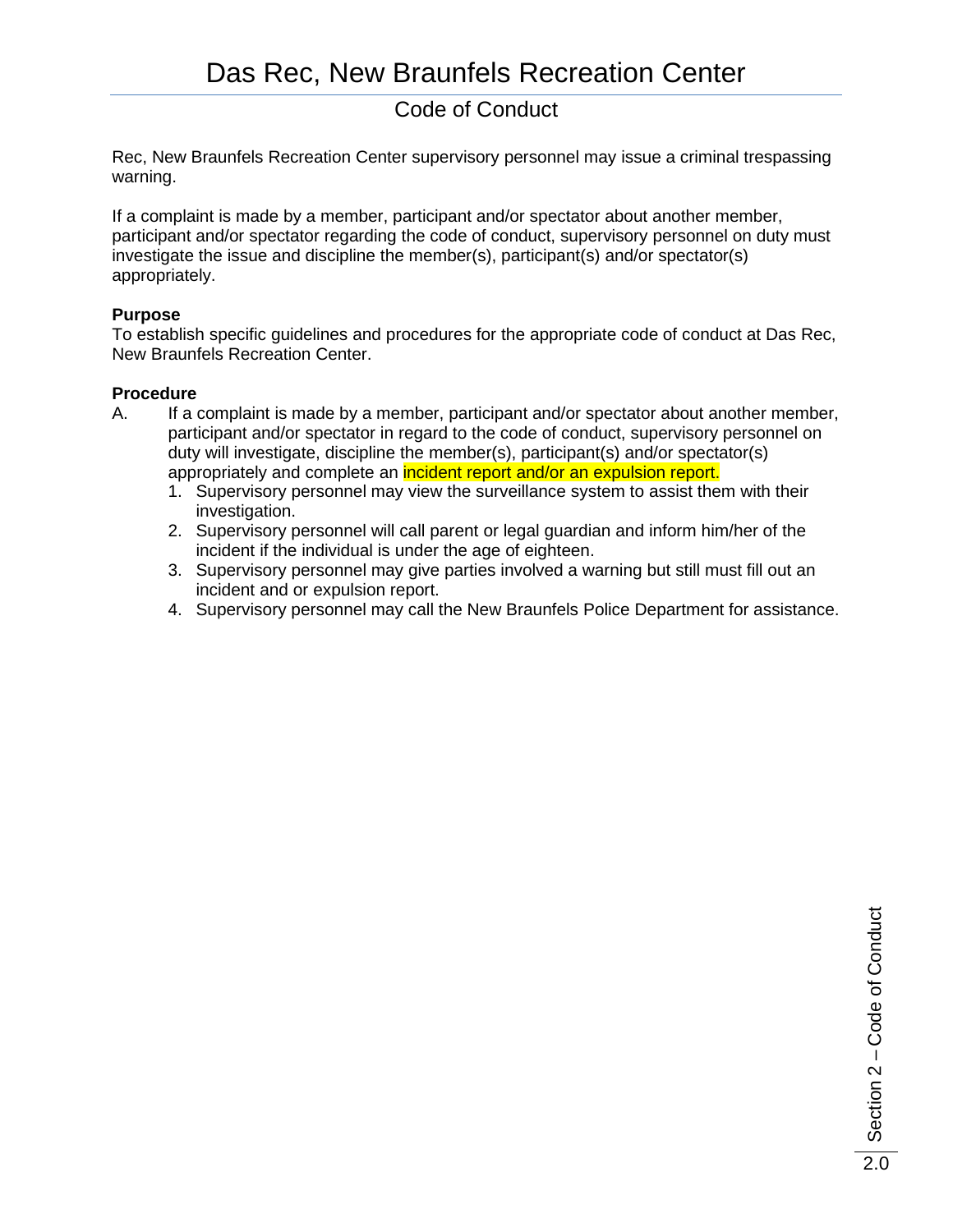Rec, New Braunfels Recreation Center supervisory personnel may issue a criminal trespassing warning.

If a complaint is made by a member, participant and/or spectator about another member, participant and/or spectator regarding the code of conduct, supervisory personnel on duty must investigate the issue and discipline the member(s), participant(s) and/or spectator(s) appropriately.

**Purpose**
To establish specific guidelines and procedures for the appropriate code of conduct at Das Rec, New Braunfels Recreation Center.

**Procedure**

A. If a complaint is made by a member, participant and/or spectator about another member, participant and/or spectator in regard to the code of conduct, supervisory personnel on duty will investigate, discipline the member(s), participant(s) and/or spectator(s) appropriately and complete an incident report and/or an expulsion report.
   1. Supervisory personnel may view the surveillance system to assist them with their investigation.
   2. Supervisory personnel will call parent or legal guardian and inform him/her of the incident if the individual is under the age of eighteen.
   3. Supervisory personnel may give parties involved a warning but still must fill out an incident and or expulsion report.
   4. Supervisory personnel may call the New Braunfels Police Department for assistance.